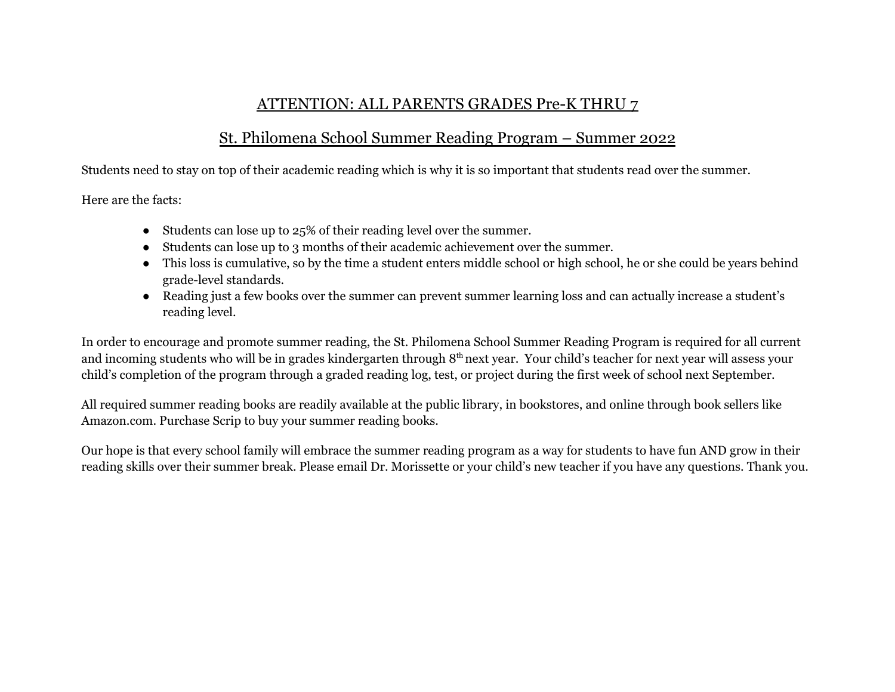## ATTENTION: ALL PARENTS GRADES Pre-K THRU 7

## St. Philomena School Summer Reading Program – Summer 2022

Students need to stay on top of their academic reading which is why it is so important that students read over the summer.

Here are the facts:

- Students can lose up to 25% of their reading level over the summer.
- Students can lose up to 3 months of their academic achievement over the summer.
- This loss is cumulative, so by the time a student enters middle school or high school, he or she could be years behind grade-level standards.
- Reading just a few books over the summer can prevent summer learning loss and can actually increase a student's reading level.

In order to encourage and promote summer reading, the St. Philomena School Summer Reading Program is required for all current and incoming students who will be in grades kindergarten through 8th next year. Your child's teacher for next year will assess your child's completion of the program through a graded reading log, test, or project during the first week of school next September.

All required summer reading books are readily available at the public library, in bookstores, and online through book sellers like Amazon.com. Purchase Scrip to buy your summer reading books.

Our hope is that every school family will embrace the summer reading program as a way for students to have fun AND grow in their reading skills over their summer break. Please email Dr. Morissette or your child's new teacher if you have any questions. Thank you.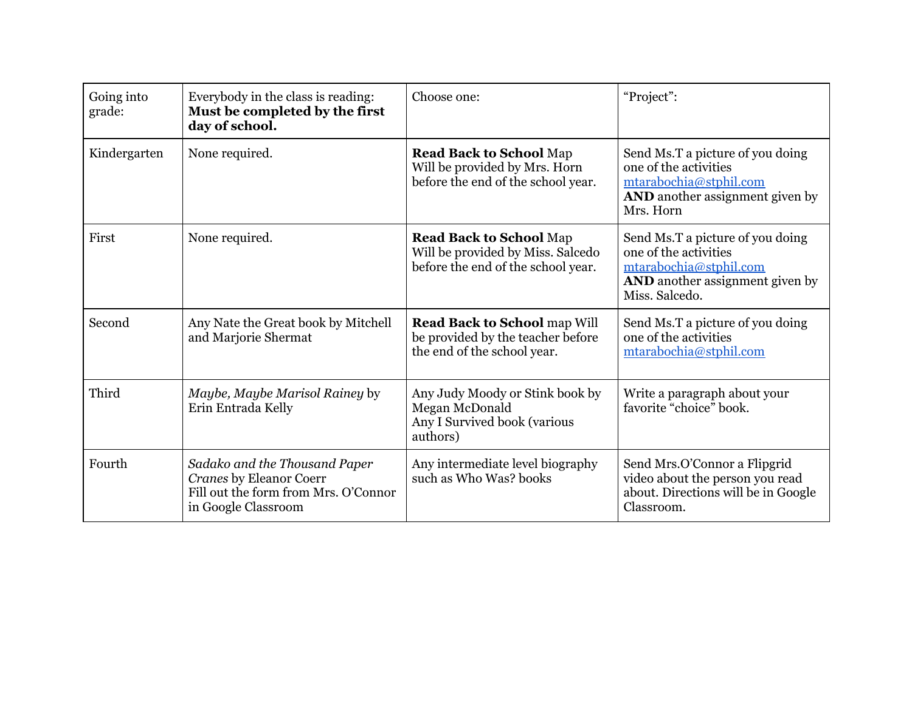| Going into grade: | Everybody in the class is reading: **Must be completed by the first day of school.** | Choose one: | "Project": |
|---|---|---|---|
| Kindergarten | None required. | **Read Back to School** Map Will be provided by Mrs. Horn before the end of the school year. | Send Ms.T a picture of you doing one of the activities mtarabochia@stphil.com **AND** another assignment given by Mrs. Horn |
| First | None required. | **Read Back to School** Map Will be provided by Miss. Salcedo before the end of the school year. | Send Ms.T a picture of you doing one of the activities mtarabochia@stphil.com **AND** another assignment given by Miss. Salcedo. |
| Second | Any Nate the Great book by Mitchell and Marjorie Shermat | **Read Back to School** map Will be provided by the teacher before the end of the school year. | Send Ms.T a picture of you doing one of the activities mtarabochia@stphil.com |
| Third | *Maybe, Maybe Marisol Rainey* by Erin Entrada Kelly | Any Judy Moody or Stink book by Megan McDonald<br>Any I Survived book (various authors) | Write a paragraph about your favorite "choice" book. |
| Fourth | *Sadako and the Thousand Paper Cranes* by Eleanor Coerr<br>Fill out the form from Mrs. O'Connor in Google Classroom | Any intermediate level biography such as Who Was? books | Send Mrs.O'Connor a Flipgrid video about the person you read about. Directions will be in Google Classroom. |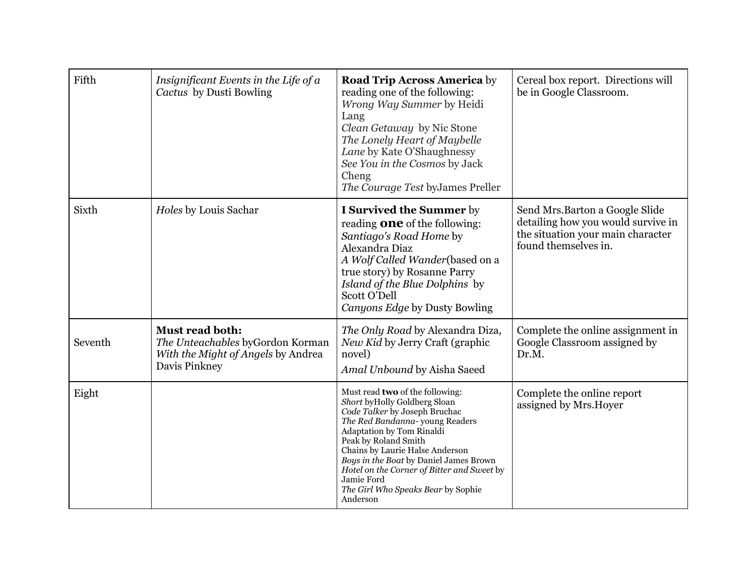| | | | |
|---|---|---|---|
| Fifth | *Insignificant Events in the Life of a Cactus* by Dusti Bowling | **Road Trip Across America** by reading one of the following:<br>*Wrong Way Summer* by Heidi Lang<br>*Clean Getaway* by Nic Stone<br>*The Lonely Heart of Maybelle Lane* by Kate O'Shaughnessy<br>*See You in the Cosmos* by Jack Cheng<br>*The Courage Test* byJames Preller | Cereal box report. Directions will be in Google Classroom. |
| Sixth | *Holes* by Louis Sachar | **I Survived the Summer** by reading **one** of the following:<br>*Santiago's Road Home* by Alexandra Diaz<br>*A Wolf Called Wander*(based on a true story) by Rosanne Parry<br>*Island of the Blue Dolphins* by Scott O'Dell<br>*Canyons Edge* by Dusty Bowling | Send Mrs.Barton a Google Slide detailing how you would survive in the situation your main character found themselves in. |
| Seventh | **Must read both:**<br>*The Unteachables* byGordon Korman<br>*With the Might of Angels* by Andrea Davis Pinkney | *The Only Road* by Alexandra Diza,<br>*New Kid* by Jerry Craft (graphic novel)<br>*Amal Unbound* by Aisha Saeed | Complete the online assignment in Google Classroom assigned by Dr.M. |
| Eight | | Must read **two** of the following:<br>*Short* byHolly Goldberg Sloan<br>*Code Talker* by Joseph Bruchac<br>*The Red Bandanna*- young Readers Adaptation by Tom Rinaldi<br>Peak by Roland Smith<br>Chains by Laurie Halse Anderson<br>*Boys in the Boat* by Daniel James Brown<br>*Hotel on the Corner of Bitter and Sweet* by Jamie Ford<br>*The Girl Who Speaks Bear* by Sophie Anderson | Complete the online report assigned by Mrs.Hoyer |